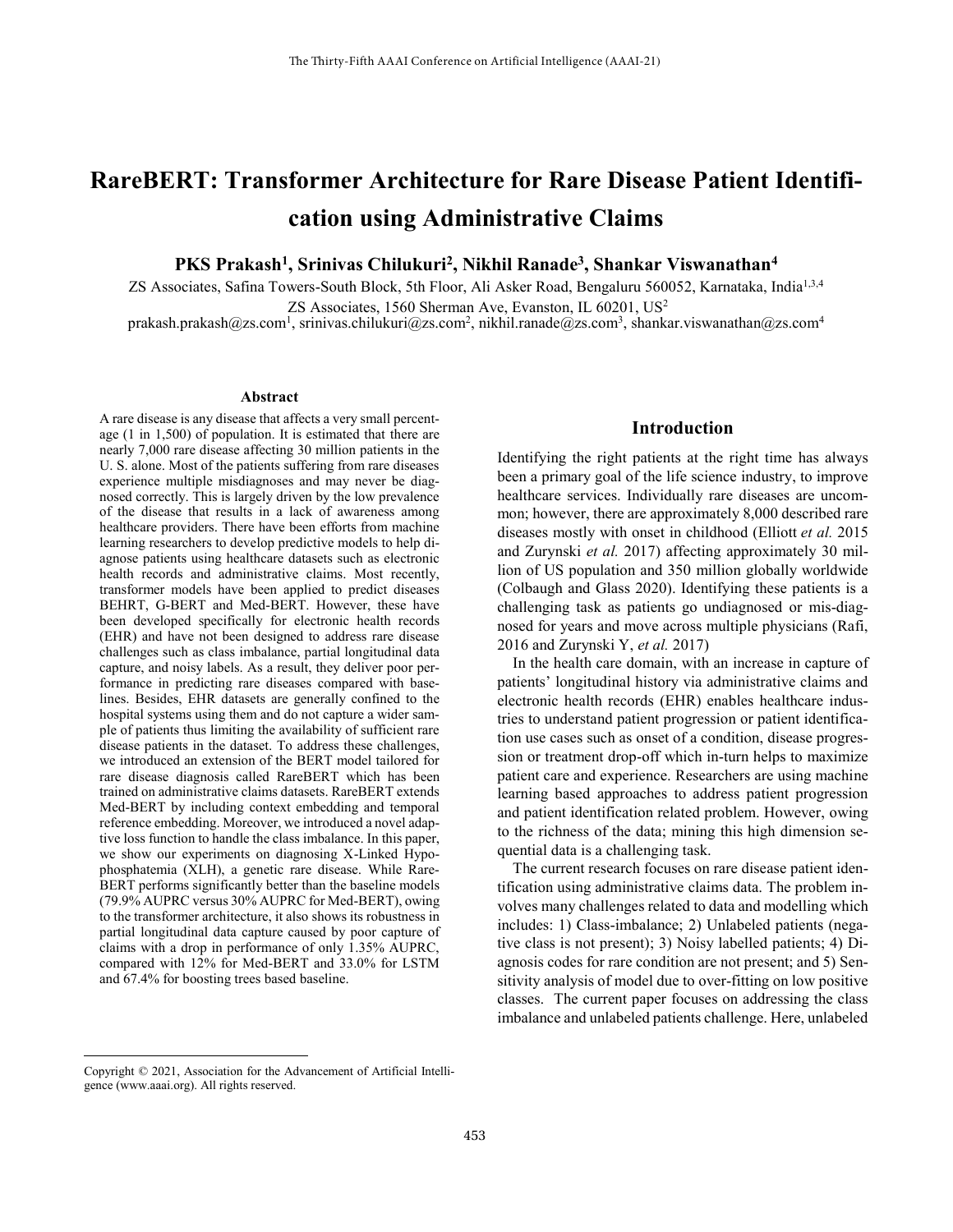# RareBERT: Transformer Architecture for Rare Disease Patient Identification using Administrative Claims

**PKS Prakash[1], Srinivas Chilukuri[2], Nikhil Ranade[3], Shankar Viswanathan[4]**

ZS Associates, Safina Towers-South Block, 5th Floor, Ali Asker Road, Bengaluru 560052, Karnataka, India[1,3,4]
ZS Associates, 1560 Sherman Ave, Evanston, IL 60201, US[2]
prakash.prakash@zs.com[1], srinivas.chilukuri@zs.com[2], nikhil.ranade@zs.com[3], shankar.viswanathan@zs.com[4]

### Abstract

A rare disease is any disease that affects a very small percentage (1 in 1,500) of population. It is estimated that there are nearly 7,000 rare disease affecting 30 million patients in the U. S. alone. Most of the patients suffering from rare diseases experience multiple misdiagnoses and may never be diagnosed correctly. This is largely driven by the low prevalence of the disease that results in a lack of awareness among healthcare providers. There have been efforts from machine learning researchers to develop predictive models to help diagnose patients using healthcare datasets such as electronic health records and administrative claims. Most recently, transformer models have been applied to predict diseases BEHRT, G-BERT and Med-BERT. However, these have been developed specifically for electronic health records (EHR) and have not been designed to address rare disease challenges such as class imbalance, partial longitudinal data capture, and noisy labels. As a result, they deliver poor performance in predicting rare diseases compared with baselines. Besides, EHR datasets are generally confined to the hospital systems using them and do not capture a wider sample of patients thus limiting the availability of sufficient rare disease patients in the dataset. To address these challenges, we introduced an extension of the BERT model tailored for rare disease diagnosis called RareBERT which has been trained on administrative claims datasets. RareBERT extends Med-BERT by including context embedding and temporal reference embedding. Moreover, we introduced a novel adaptive loss function to handle the class imbalance. In this paper, we show our experiments on diagnosing X-Linked Hypophosphatemia (XLH), a genetic rare disease. While RareBERT performs significantly better than the baseline models (79.9% AUPRC versus 30% AUPRC for Med-BERT), owing to the transformer architecture, it also shows its robustness in partial longitudinal data capture caused by poor capture of claims with a drop in performance of only 1.35% AUPRC, compared with 12% for Med-BERT and 33.0% for LSTM and 67.4% for boosting trees based baseline.

## Introduction

Identifying the right patients at the right time has always been a primary goal of the life science industry, to improve healthcare services. Individually rare diseases are uncommon; however, there are approximately 8,000 described rare diseases mostly with onset in childhood (Elliott *et al.* 2015 and Zurynski *et al.* 2017) affecting approximately 30 million of US population and 350 million globally worldwide (Colbaugh and Glass 2020). Identifying these patients is a challenging task as patients go undiagnosed or mis-diagnosed for years and move across multiple physicians (Rafi, 2016 and Zurynski Y, *et al.* 2017)

In the health care domain, with an increase in capture of patients' longitudinal history via administrative claims and electronic health records (EHR) enables healthcare industries to understand patient progression or patient identification use cases such as onset of a condition, disease progression or treatment drop-off which in-turn helps to maximize patient care and experience. Researchers are using machine learning based approaches to address patient progression and patient identification related problem. However, owing to the richness of the data; mining this high dimension sequential data is a challenging task.

The current research focuses on rare disease patient identification using administrative claims data. The problem involves many challenges related to data and modelling which includes: 1) Class-imbalance; 2) Unlabeled patients (negative class is not present); 3) Noisy labelled patients; 4) Diagnosis codes for rare condition are not present; and 5) Sensitivity analysis of model due to over-fitting on low positive classes. The current paper focuses on addressing the class imbalance and unlabeled patients challenge. Here, unlabeled

Copyright © 2021, Association for the Advancement of Artificial Intelligence (www.aaai.org). All rights reserved.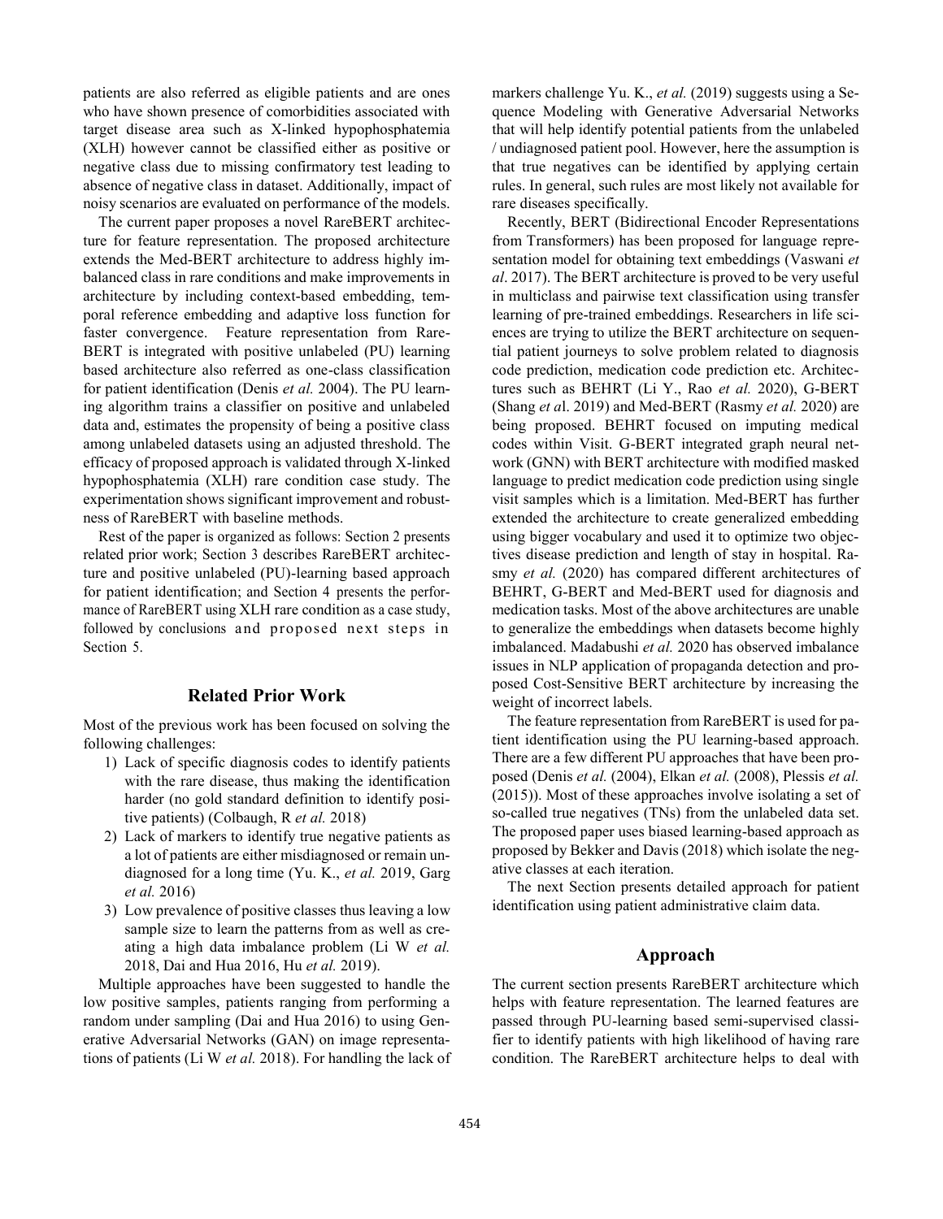patients are also referred as eligible patients and are ones who have shown presence of comorbidities associated with target disease area such as X-linked hypophosphatemia (XLH) however cannot be classified either as positive or negative class due to missing confirmatory test leading to absence of negative class in dataset. Additionally, impact of noisy scenarios are evaluated on performance of the models.

The current paper proposes a novel RareBERT architecture for feature representation. The proposed architecture extends the Med-BERT architecture to address highly imbalanced class in rare conditions and make improvements in architecture by including context-based embedding, temporal reference embedding and adaptive loss function for faster convergence. Feature representation from RareBERT is integrated with positive unlabeled (PU) learning based architecture also referred as one-class classification for patient identification (Denis *et al.* 2004). The PU learning algorithm trains a classifier on positive and unlabeled data and, estimates the propensity of being a positive class among unlabeled datasets using an adjusted threshold. The efficacy of proposed approach is validated through X-linked hypophosphatemia (XLH) rare condition case study. The experimentation shows significant improvement and robustness of RareBERT with baseline methods.

Rest of the paper is organized as follows: Section 2 presents related prior work; Section 3 describes RareBERT architecture and positive unlabeled (PU)-learning based approach for patient identification; and Section 4 presents the performance of RareBERT using XLH rare condition as a case study, followed by conclusions and proposed next steps in Section 5.

## Related Prior Work

Most of the previous work has been focused on solving the following challenges:

1) Lack of specific diagnosis codes to identify patients with the rare disease, thus making the identification harder (no gold standard definition to identify positive patients) (Colbaugh, R *et al.* 2018)
2) Lack of markers to identify true negative patients as a lot of patients are either misdiagnosed or remain undiagnosed for a long time (Yu. K., *et al.* 2019, Garg *et al.* 2016)
3) Low prevalence of positive classes thus leaving a low sample size to learn the patterns from as well as creating a high data imbalance problem (Li W *et al.* 2018, Dai and Hua 2016, Hu *et al.* 2019).

Multiple approaches have been suggested to handle the low positive samples, patients ranging from performing a random under sampling (Dai and Hua 2016) to using Generative Adversarial Networks (GAN) on image representations of patients (Li W *et al.* 2018). For handling the lack of markers challenge Yu. K., *et al.* (2019) suggests using a Sequence Modeling with Generative Adversarial Networks that will help identify potential patients from the unlabeled / undiagnosed patient pool. However, here the assumption is that true negatives can be identified by applying certain rules. In general, such rules are most likely not available for rare diseases specifically.

Recently, BERT (Bidirectional Encoder Representations from Transformers) has been proposed for language representation model for obtaining text embeddings (Vaswani *et al*. 2017). The BERT architecture is proved to be very useful in multiclass and pairwise text classification using transfer learning of pre-trained embeddings. Researchers in life sciences are trying to utilize the BERT architecture on sequential patient journeys to solve problem related to diagnosis code prediction, medication code prediction etc. Architectures such as BEHRT (Li Y., Rao *et al.* 2020), G-BERT (Shang *et a*l. 2019) and Med-BERT (Rasmy *et al.* 2020) are being proposed. BEHRT focused on imputing medical codes within Visit. G-BERT integrated graph neural network (GNN) with BERT architecture with modified masked language to predict medication code prediction using single visit samples which is a limitation. Med-BERT has further extended the architecture to create generalized embedding using bigger vocabulary and used it to optimize two objectives disease prediction and length of stay in hospital. Rasmy *et al.* (2020) has compared different architectures of BEHRT, G-BERT and Med-BERT used for diagnosis and medication tasks. Most of the above architectures are unable to generalize the embeddings when datasets become highly imbalanced. Madabushi *et al.* 2020 has observed imbalance issues in NLP application of propaganda detection and proposed Cost-Sensitive BERT architecture by increasing the weight of incorrect labels.

The feature representation from RareBERT is used for patient identification using the PU learning-based approach. There are a few different PU approaches that have been proposed (Denis *et al.* (2004), Elkan *et al.* (2008), Plessis *et al.* (2015)). Most of these approaches involve isolating a set of so-called true negatives (TNs) from the unlabeled data set. The proposed paper uses biased learning-based approach as proposed by Bekker and Davis (2018) which isolate the negative classes at each iteration.

The next Section presents detailed approach for patient identification using patient administrative claim data.

## Approach

The current section presents RareBERT architecture which helps with feature representation. The learned features are passed through PU-learning based semi-supervised classifier to identify patients with high likelihood of having rare condition. The RareBERT architecture helps to deal with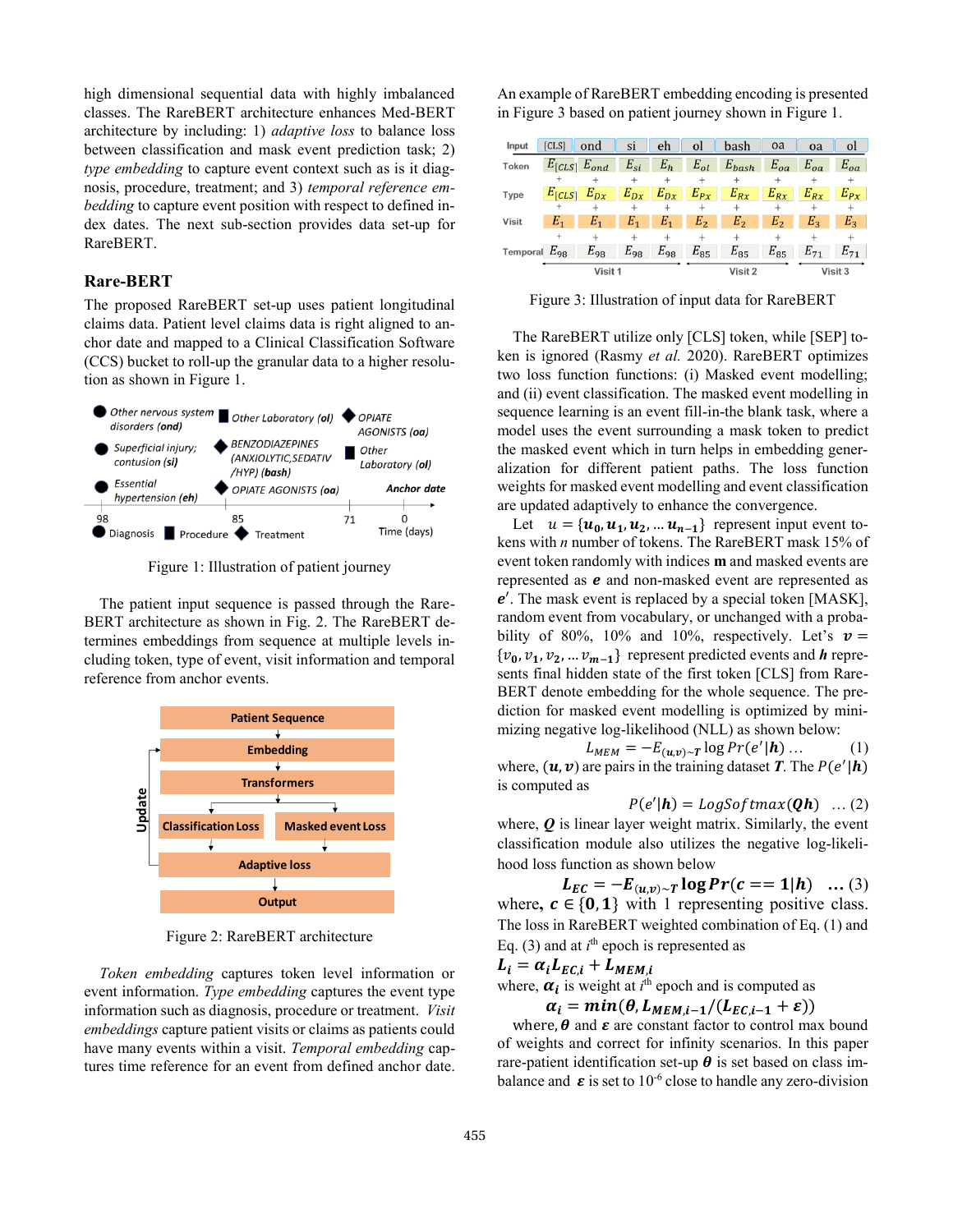high dimensional sequential data with highly imbalanced classes. The RareBERT architecture enhances Med-BERT architecture by including: 1) *adaptive loss* to balance loss between classification and mask event prediction task; 2) *type embedding* to capture event context such as is it diagnosis, procedure, treatment; and 3) *temporal reference embedding* to capture event position with respect to defined index dates. The next sub-section provides data set-up for RareBERT.

## Rare-BERT

The proposed RareBERT set-up uses patient longitudinal claims data. Patient level claims data is right aligned to anchor date and mapped to a Clinical Classification Software (CCS) bucket to roll-up the granular data to a higher resolution as shown in Figure 1.

Figure 1: Illustration of patient journey

The patient input sequence is passed through the RareBERT architecture as shown in Fig. 2. The RareBERT determines embeddings from sequence at multiple levels including token, type of event, visit information and temporal reference from anchor events.

Figure 2: RareBERT architecture

*Token embedding* captures token level information or event information. *Type embedding* captures the event type information such as diagnosis, procedure or treatment. *Visit embeddings* capture patient visits or claims as patients could have many events within a visit. *Temporal embedding* captures time reference for an event from defined anchor date.

An example of RareBERT embedding encoding is presented in Figure 3 based on patient journey shown in Figure 1.

Figure 3: Illustration of input data for RareBERT

The RareBERT utilize only [CLS] token, while [SEP] token is ignored (Rasmy *et al.* 2020). RareBERT optimizes two loss function functions: (i) Masked event modelling; and (ii) event classification. The masked event modelling in sequence learning is an event fill-in-the blank task, where a model uses the event surrounding a mask token to predict the masked event which in turn helps in embedding generalization for different patient paths. The loss function weights for masked event modelling and event classification are updated adaptively to enhance the convergence.

Let $u = \{\boldsymbol{u_0}, \boldsymbol{u_1}, \boldsymbol{u_2}, \ldots \boldsymbol{u_{n-1}}\}$ represent input event tokens with *n* number of tokens. The RareBERT mask 15% of event token randomly with indices **m** and masked events are represented as $\boldsymbol{e}$ and non-masked event are represented as $\boldsymbol{e}'$. The mask event is replaced by a special token [MASK], random event from vocabulary, or unchanged with a probability of 80%, 10% and 10%, respectively. Let's $\boldsymbol{v} = \{v_0, v_1, v_2, \ldots v_{m-1}\}$ represent predicted events and $\boldsymbol{h}$ represents final hidden state of the first token [CLS] from RareBERT denote embedding for the whole sequence. The prediction for masked event modelling is optimized by minimizing negative log-likelihood (NLL) as shown below:

$$L_{MEM} = -E_{(\boldsymbol{u},\boldsymbol{v})\sim \boldsymbol{T}} \log Pr(e'|\boldsymbol{h}) \ldots \quad (1)$$

where, $(\boldsymbol{u}, \boldsymbol{v})$ are pairs in the training dataset $\boldsymbol{T}$. The $P(e'|\boldsymbol{h})$ is computed as

$$P(e'|\boldsymbol{h}) = LogSoftmax(\boldsymbol{Qh}) \quad \ldots (2)$$

where, $\boldsymbol{Q}$ is linear layer weight matrix. Similarly, the event classification module also utilizes the negative log-likelihood loss function as shown below

$$\boldsymbol{L_{EC} = -E_{(u,v)\sim T} \log Pr(c == 1|h)} \quad \ldots (3)$$

where, $\boldsymbol{c} \in \{\boldsymbol{0}, \boldsymbol{1}\}$ with 1 representing positive class. The loss in RareBERT weighted combination of Eq. (1) and Eq. (3) and at $i^{th}$ epoch is represented as

$$\boldsymbol{L_i = \alpha_i L_{EC,i} + L_{MEM,i}}$$

where, $\boldsymbol{\alpha_i}$ is weight at $i^{th}$ epoch and is computed as

$$\boldsymbol{\alpha_i = min(\theta, L_{MEM,i-1}/(L_{EC,i-1} + \varepsilon))}$$

where, $\boldsymbol{\theta}$ and $\boldsymbol{\varepsilon}$ are constant factor to control max bound of weights and correct for infinity scenarios. In this paper rare-patient identification set-up $\boldsymbol{\theta}$ is set based on class imbalance and $\boldsymbol{\varepsilon}$ is set to $10^{-6}$ close to handle any zero-division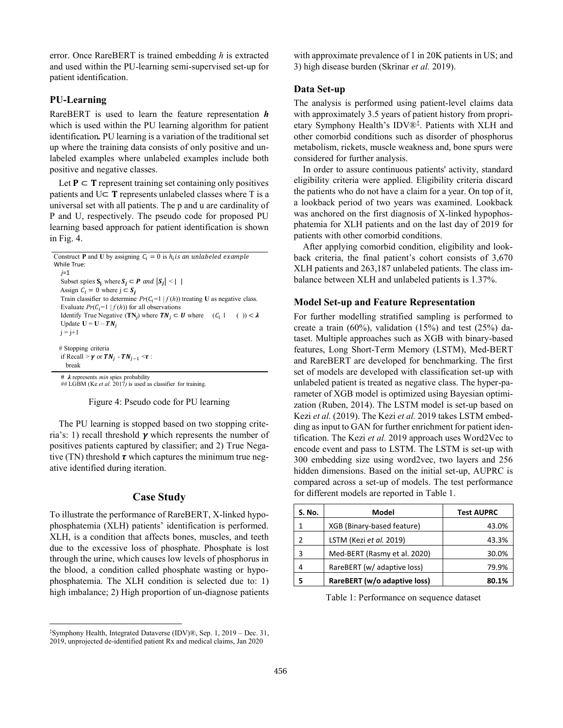error. Once RareBERT is trained embedding $h$ is extracted and used within the PU-learning semi-supervised set-up for patient identification.

## PU-Learning

RareBERT is used to learn the feature representation $\boldsymbol{h}$ which is used within the PU learning algorithm for patient identification**.** PU learning is a variation of the traditional set up where the training data consists of only positive and unlabeled examples where unlabeled examples include both positive and negative classes.

Let $\mathbf{P} \subset \mathbf{T}$ represent training set containing only positives patients and U$\subset$ $\mathbf{T}$ represents unlabeled classes where T is a universal set with all patients. The p and u are cardinality of P and U, respectively. The pseudo code for proposed PU learning based approach for patient identification is shown in Fig. 4.

```
Construct P and U by assigning C_i = 0 is h_i is an unlabeled example
While True:
  j=1
  Subset spies S_j where S_j ⊂ P and |S_j| < | |
  Assign C_i = 0 where j ⊂ S_j
  Train classifier to determine Pr(C_i=1 | f(h)) treating U as negative class.
  Evaluate Pr(C_i=1 | f(h)) for all observations
  Identify True Negative (TN_j) where TN_j ⊂ U where  (C_i 1   ( )) < λ
  Update U = U − TN_j
  j = j+1

  # Stopping criteria
  if Recall > γ or TN_j - TN_{j−1} < τ :
    break

# λ represents min spies probability
## LGBM (Ke et al. 2017) is used as classifier for training.
```

Figure 4: Pseudo code for PU learning

The PU learning is stopped based on two stopping criteria's: 1) recall threshold $\boldsymbol{\gamma}$ which represents the number of positives patients captured by classifier; and 2) True Negative (TN) threshold $\boldsymbol{\tau}$ which captures the minimum true negative identified during iteration.

# Case Study

To illustrate the performance of RareBERT, X-linked hypophosphatemia (XLH) patients' identification is performed. XLH, is a condition that affects bones, muscles, and teeth due to the excessive loss of phosphate. Phosphate is lost through the urine, which causes low levels of phosphorus in the blood, a condition called phosphate wasting or hypophosphatemia. The XLH condition is selected due to: 1) high imbalance; 2) High proportion of un-diagnose patients with approximate prevalence of 1 in 20K patients in US; and 3) high disease burden (Skrinar *et al.* 2019).

## Data Set-up

The analysis is performed using patient-level claims data with approximately 3.5 years of patient history from proprietary Symphony Health's IDV®[‡]. Patients with XLH and other comorbid conditions such as disorder of phosphorus metabolism, rickets, muscle weakness and, bone spurs were considered for further analysis.

In order to assure continuous patients' activity, standard eligibility criteria were applied. Eligibility criteria discard the patients who do not have a claim for a year. On top of it, a lookback period of two years was examined. Lookback was anchored on the first diagnosis of X-linked hypophosphatemia for XLH patients and on the last day of 2019 for patients with other comorbid conditions.

After applying comorbid condition, eligibility and lookback criteria, the final patient's cohort consists of 3,670 XLH patients and 263,187 unlabeled patients. The class imbalance between XLH and unlabeled patients is 1.37%.

## Model Set-up and Feature Representation

For further modelling stratified sampling is performed to create a train (60%), validation (15%) and test (25%) dataset. Multiple approaches such as XGB with binary-based features, Long Short-Term Memory (LSTM), Med-BERT and RareBERT are developed for benchmarking. The first set of models are developed with classification set-up with unlabeled patient is treated as negative class. The hyper-parameter of XGB model is optimized using Bayesian optimization (Ruben, 2014). The LSTM model is set-up based on Kezi *et al.* (2019). The Kezi *et al.* 2019 takes LSTM embedding as input to GAN for further enrichment for patient identification. The Kezi *et al.* 2019 approach uses Word2Vec to encode event and pass to LSTM. The LSTM is set-up with 300 embedding size using word2vec, two layers and 256 hidden dimensions. Based on the initial set-up, AUPRC is compared across a set-up of models. The test performance for different models are reported in Table 1.

| S. No. | Model | Test AUPRC |
|---|---|---|
| 1 | XGB (Binary-based feature) | 43.0% |
| 2 | LSTM (Kezi *et al.* 2019) | 43.3% |
| 3 | Med-BERT (Rasmy et al. 2020) | 30.0% |
| 4 | RareBERT (w/ adaptive loss) | 79.9% |
| **5** | **RareBERT (w/o adaptive loss)** | **80.1%** |

Table 1: Performance on sequence dataset

[‡]Symphony Health, Integrated Dataverse (IDV)®, Sep. 1, 2019 – Dec. 31, 2019, unprojected de-identified patient Rx and medical claims, Jan 2020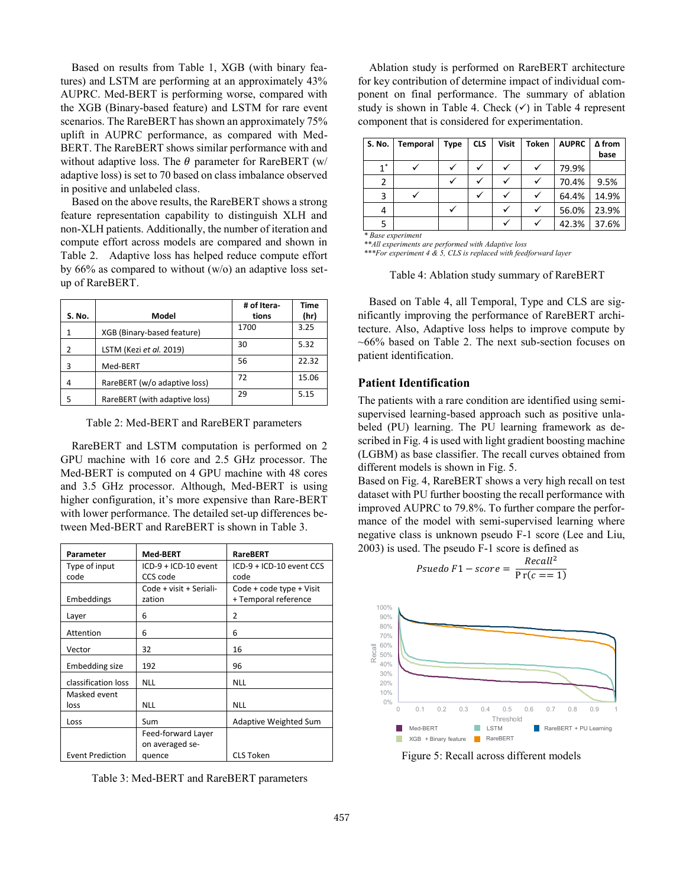Based on results from Table 1, XGB (with binary features) and LSTM are performing at an approximately 43% AUPRC. Med-BERT is performing worse, compared with the XGB (Binary-based feature) and LSTM for rare event scenarios. The RareBERT has shown an approximately 75% uplift in AUPRC performance, as compared with Med-BERT. The RareBERT shows similar performance with and without adaptive loss. The $\theta$ parameter for RareBERT (w/ adaptive loss) is set to 70 based on class imbalance observed in positive and unlabeled class.

Based on the above results, the RareBERT shows a strong feature representation capability to distinguish XLH and non-XLH patients. Additionally, the number of iteration and compute effort across models are compared and shown in Table 2. Adaptive loss has helped reduce compute effort by 66% as compared to without (w/o) an adaptive loss setup of RareBERT.

| S. No. | Model | # of Iterations | Time (hr) |
|---|---|---|---|
| 1 | XGB (Binary-based feature) | 1700 | 3.25 |
| 2 | LSTM (Kezi *et al.* 2019) | 30 | 5.32 |
| 3 | Med-BERT | 56 | 22.32 |
| 4 | RareBERT (w/o adaptive loss) | 72 | 15.06 |
| 5 | RareBERT (with adaptive loss) | 29 | 5.15 |

Table 2: Med-BERT and RareBERT parameters

RareBERT and LSTM computation is performed on 2 GPU machine with 16 core and 2.5 GHz processor. The Med-BERT is computed on 4 GPU machine with 48 cores and 3.5 GHz processor. Although, Med-BERT is using higher configuration, it's more expensive than Rare-BERT with lower performance. The detailed set-up differences between Med-BERT and RareBERT is shown in Table 3.

| Parameter | Med-BERT | RareBERT |
|---|---|---|
| Type of input code | ICD-9 + ICD-10 event CCS code | ICD-9 + ICD-10 event CCS code |
| Embeddings | Code + visit + Serialization | Code + code type + Visit + Temporal reference |
| Layer | 6 | 2 |
| Attention | 6 | 6 |
| Vector | 32 | 16 |
| Embedding size | 192 | 96 |
| classification loss | NLL | NLL |
| Masked event loss | NLL | NLL |
| Loss | Sum | Adaptive Weighted Sum |
| Event Prediction | Feed-forward Layer on averaged sequence | CLS Token |

Table 3: Med-BERT and RareBERT parameters

Ablation study is performed on RareBERT architecture for key contribution of determine impact of individual component on final performance. The summary of ablation study is shown in Table 4. Check (✓) in Table 4 represent component that is considered for experimentation.

| S. No. | Temporal | Type | CLS | Visit | Token | AUPRC | Δ from base |
|---|---|---|---|---|---|---|---|
| 1* | ✓ | ✓ | ✓ | ✓ | ✓ | 79.9% | |
| 2 | | ✓ | ✓ | ✓ | ✓ | 70.4% | 9.5% |
| 3 | ✓ | | ✓ | ✓ | ✓ | 64.4% | 14.9% |
| 4 | | ✓ | | ✓ | ✓ | 56.0% | 23.9% |
| 5 | | | | ✓ | ✓ | 42.3% | 37.6% |

*\* Base experiment*
*\*\*All experiments are performed with Adaptive loss*
*\*\*\*For experiment 4 & 5, CLS is replaced with feedforward layer*

Table 4: Ablation study summary of RareBERT

Based on Table 4, all Temporal, Type and CLS are significantly improving the performance of RareBERT architecture. Also, Adaptive loss helps to improve compute by ~66% based on Table 2. The next sub-section focuses on patient identification.

## Patient Identification

The patients with a rare condition are identified using semi-supervised learning-based approach such as positive unlabeled (PU) learning. The PU learning framework as described in Fig. 4 is used with light gradient boosting machine (LGBM) as base classifier. The recall curves obtained from different models is shown in Fig. 5.

Based on Fig. 4, RareBERT shows a very high recall on test dataset with PU further boosting the recall performance with improved AUPRC to 79.8%. To further compare the performance of the model with semi-supervised learning where negative class is unknown pseudo F-1 score (Lee and Liu, 2003) is used. The pseudo F-1 score is defined as

$$Psuedo\ F1 - score = \frac{Recall^2}{\Pr(c == 1)}$$

Figure 5: Recall across different models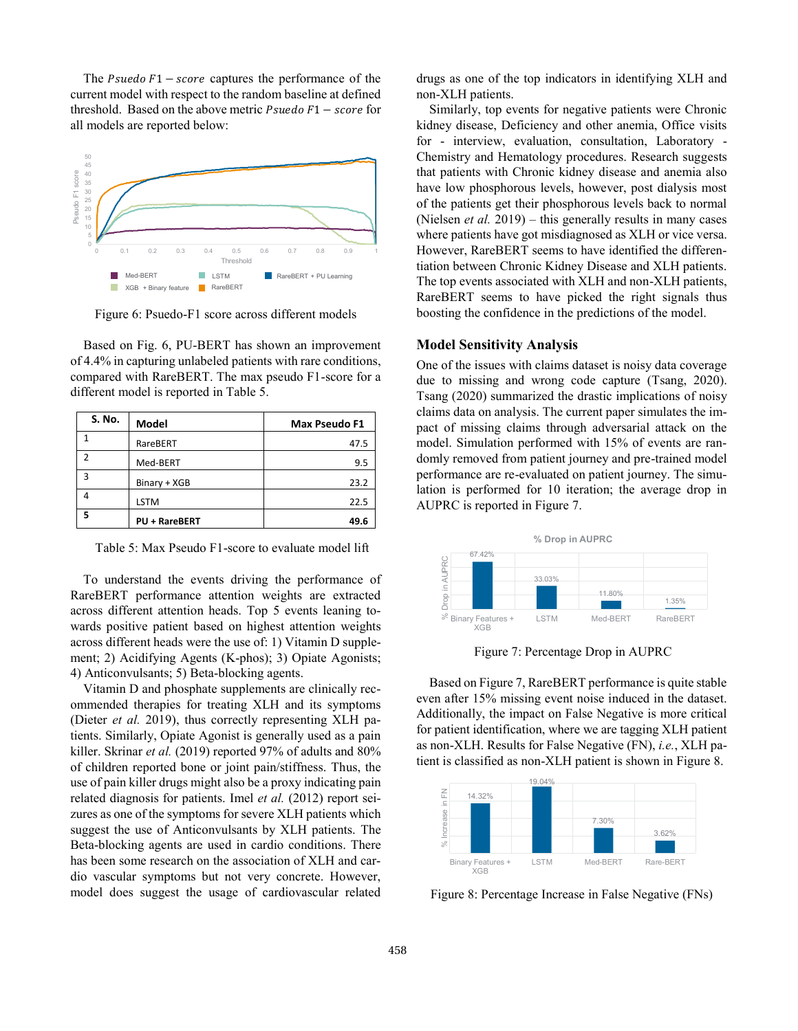The $Psuedo\ F1 - score$ captures the performance of the current model with respect to the random baseline at defined threshold. Based on the above metric $Psuedo\ F1 - score$ for all models are reported below:

Figure 6: Psuedo-F1 score across different models

Based on Fig. 6, PU-BERT has shown an improvement of 4.4% in capturing unlabeled patients with rare conditions, compared with RareBERT. The max pseudo F1-score for a different model is reported in Table 5.

| S. No. | Model | Max Pseudo F1 |
|---|---|---|
| 1 | RareBERT | 47.5 |
| 2 | Med-BERT | 9.5 |
| 3 | Binary + XGB | 23.2 |
| 4 | LSTM | 22.5 |
| **5** | **PU + RareBERT** | **49.6** |

Table 5: Max Pseudo F1-score to evaluate model lift

To understand the events driving the performance of RareBERT performance attention weights are extracted across different attention heads. Top 5 events leaning towards positive patient based on highest attention weights across different heads were the use of: 1) Vitamin D supplement; 2) Acidifying Agents (K-phos); 3) Opiate Agonists; 4) Anticonvulsants; 5) Beta-blocking agents.

Vitamin D and phosphate supplements are clinically recommended therapies for treating XLH and its symptoms (Dieter *et al.* 2019), thus correctly representing XLH patients. Similarly, Opiate Agonist is generally used as a pain killer. Skrinar *et al.* (2019) reported 97% of adults and 80% of children reported bone or joint pain/stiffness. Thus, the use of pain killer drugs might also be a proxy indicating pain related diagnosis for patients. Imel *et al.* (2012) report seizures as one of the symptoms for severe XLH patients which suggest the use of Anticonvulsants by XLH patients. The Beta-blocking agents are used in cardio conditions. There has been some research on the association of XLH and cardio vascular symptoms but not very concrete. However, model does suggest the usage of cardiovascular related drugs as one of the top indicators in identifying XLH and non-XLH patients.

Similarly, top events for negative patients were Chronic kidney disease, Deficiency and other anemia, Office visits for - interview, evaluation, consultation, Laboratory - Chemistry and Hematology procedures. Research suggests that patients with Chronic kidney disease and anemia also have low phosphorous levels, however, post dialysis most of the patients get their phosphorous levels back to normal (Nielsen *et al.* 2019) – this generally results in many cases where patients have got misdiagnosed as XLH or vice versa. However, RareBERT seems to have identified the differentiation between Chronic Kidney Disease and XLH patients. The top events associated with XLH and non-XLH patients, RareBERT seems to have picked the right signals thus boosting the confidence in the predictions of the model.

## Model Sensitivity Analysis

One of the issues with claims dataset is noisy data coverage due to missing and wrong code capture (Tsang, 2020). Tsang (2020) summarized the drastic implications of noisy claims data on analysis. The current paper simulates the impact of missing claims through adversarial attack on the model. Simulation performed with 15% of events are randomly removed from patient journey and pre-trained model performance are re-evaluated on patient journey. The simulation is performed for 10 iteration; the average drop in AUPRC is reported in Figure 7.

Figure 7: Percentage Drop in AUPRC

Based on Figure 7, RareBERT performance is quite stable even after 15% missing event noise induced in the dataset. Additionally, the impact on False Negative is more critical for patient identification, where we are tagging XLH patient as non-XLH. Results for False Negative (FN), *i.e.*, XLH patient is classified as non-XLH patient is shown in Figure 8.

Figure 8: Percentage Increase in False Negative (FNs)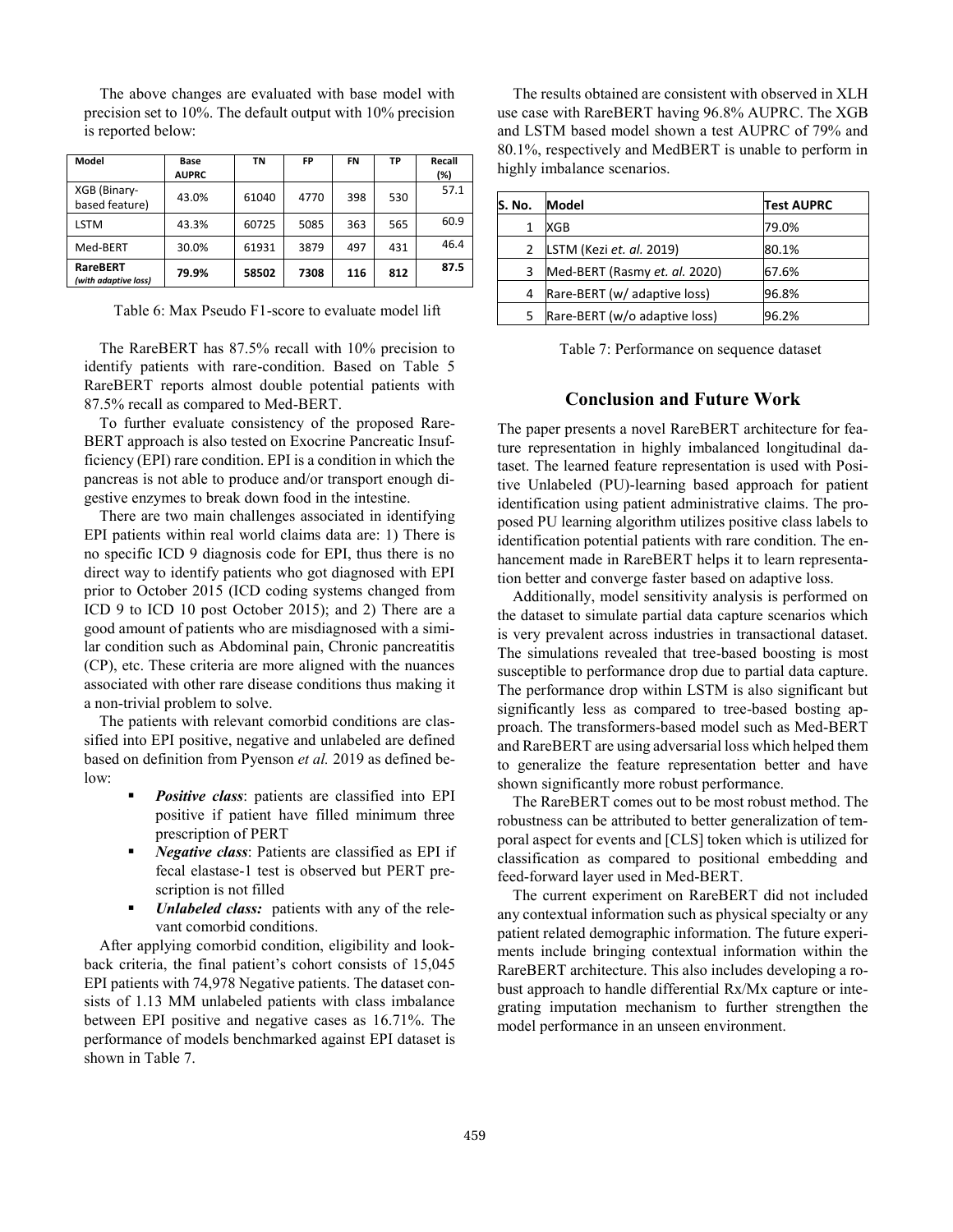The above changes are evaluated with base model with precision set to 10%. The default output with 10% precision is reported below:

| Model | Base AUPRC | TN | FP | FN | TP | Recall (%) |
|---|---|---|---|---|---|---|
| XGB (Binary-based feature) | 43.0% | 61040 | 4770 | 398 | 530 | 57.1 |
| LSTM | 43.3% | 60725 | 5085 | 363 | 565 | 60.9 |
| Med-BERT | 30.0% | 61931 | 3879 | 497 | 431 | 46.4 |
| **RareBERT** ***(with adaptive loss)*** | **79.9%** | **58502** | **7308** | **116** | **812** | **87.5** |

Table 6: Max Pseudo F1-score to evaluate model lift

The RareBERT has 87.5% recall with 10% precision to identify patients with rare-condition. Based on Table 5 RareBERT reports almost double potential patients with 87.5% recall as compared to Med-BERT.

To further evaluate consistency of the proposed Rare-BERT approach is also tested on Exocrine Pancreatic Insufficiency (EPI) rare condition. EPI is a condition in which the pancreas is not able to produce and/or transport enough digestive enzymes to break down food in the intestine.

There are two main challenges associated in identifying EPI patients within real world claims data are: 1) There is no specific ICD 9 diagnosis code for EPI, thus there is no direct way to identify patients who got diagnosed with EPI prior to October 2015 (ICD coding systems changed from ICD 9 to ICD 10 post October 2015); and 2) There are a good amount of patients who are misdiagnosed with a similar condition such as Abdominal pain, Chronic pancreatitis (CP), etc. These criteria are more aligned with the nuances associated with other rare disease conditions thus making it a non-trivial problem to solve.

The patients with relevant comorbid conditions are classified into EPI positive, negative and unlabeled are defined based on definition from Pyenson *et al.* 2019 as defined below:

- ***Positive class***: patients are classified into EPI positive if patient have filled minimum three prescription of PERT
- ***Negative class***: Patients are classified as EPI if fecal elastase-1 test is observed but PERT prescription is not filled
- ***Unlabeled class:*** patients with any of the relevant comorbid conditions.

After applying comorbid condition, eligibility and look-back criteria, the final patient's cohort consists of 15,045 EPI patients with 74,978 Negative patients. The dataset consists of 1.13 MM unlabeled patients with class imbalance between EPI positive and negative cases as 16.71%. The performance of models benchmarked against EPI dataset is shown in Table 7.

The results obtained are consistent with observed in XLH use case with RareBERT having 96.8% AUPRC. The XGB and LSTM based model shown a test AUPRC of 79% and 80.1%, respectively and MedBERT is unable to perform in highly imbalance scenarios.

| S. No. | Model | Test AUPRC |
|---|---|---|
| 1 | XGB | 79.0% |
| 2 | LSTM (Kezi *et. al.* 2019) | 80.1% |
| 3 | Med-BERT (Rasmy *et. al.* 2020) | 67.6% |
| 4 | Rare-BERT (w/ adaptive loss) | 96.8% |
| 5 | Rare-BERT (w/o adaptive loss) | 96.2% |

Table 7: Performance on sequence dataset

## Conclusion and Future Work

The paper presents a novel RareBERT architecture for feature representation in highly imbalanced longitudinal dataset. The learned feature representation is used with Positive Unlabeled (PU)-learning based approach for patient identification using patient administrative claims. The proposed PU learning algorithm utilizes positive class labels to identification potential patients with rare condition. The enhancement made in RareBERT helps it to learn representation better and converge faster based on adaptive loss.

Additionally, model sensitivity analysis is performed on the dataset to simulate partial data capture scenarios which is very prevalent across industries in transactional dataset. The simulations revealed that tree-based boosting is most susceptible to performance drop due to partial data capture. The performance drop within LSTM is also significant but significantly less as compared to tree-based bosting approach. The transformers-based model such as Med-BERT and RareBERT are using adversarial loss which helped them to generalize the feature representation better and have shown significantly more robust performance.

The RareBERT comes out to be most robust method. The robustness can be attributed to better generalization of temporal aspect for events and [CLS] token which is utilized for classification as compared to positional embedding and feed-forward layer used in Med-BERT.

The current experiment on RareBERT did not included any contextual information such as physical specialty or any patient related demographic information. The future experiments include bringing contextual information within the RareBERT architecture. This also includes developing a robust approach to handle differential Rx/Mx capture or integrating imputation mechanism to further strengthen the model performance in an unseen environment.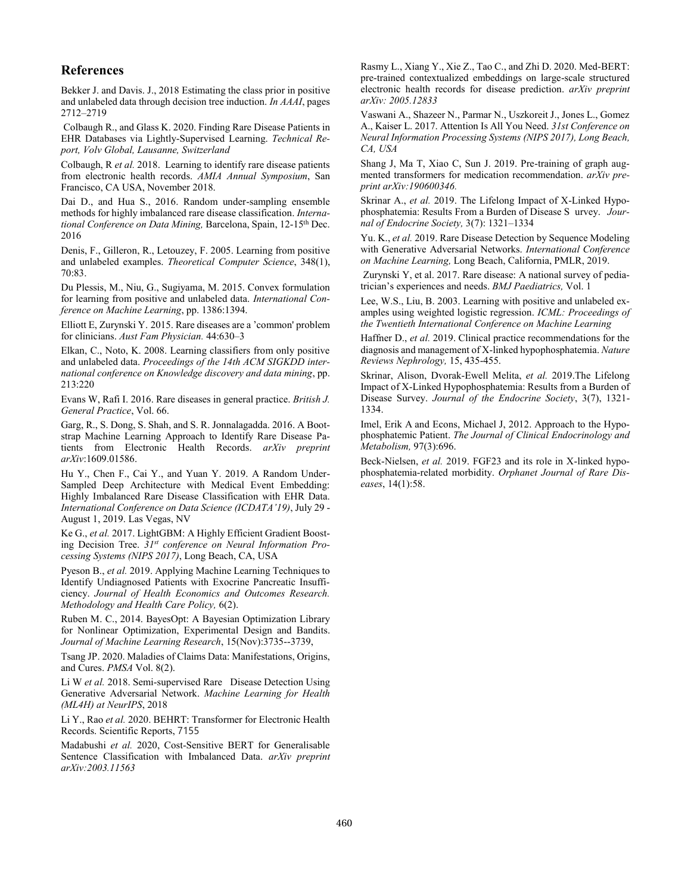## References

Bekker J. and Davis. J., 2018 Estimating the class prior in positive and unlabeled data through decision tree induction. *In AAAI*, pages 2712–2719

Colbaugh R., and Glass K. 2020. Finding Rare Disease Patients in EHR Databases via Lightly-Supervised Learning. *Technical Report, Volv Global, Lausanne, Switzerland*

Colbaugh, R *et al.* 2018. Learning to identify rare disease patients from electronic health records. *AMIA Annual Symposium*, San Francisco, CA USA, November 2018.

Dai D., and Hua S., 2016. Random under-sampling ensemble methods for highly imbalanced rare disease classification. *International Conference on Data Mining,* Barcelona, Spain, 12-15th Dec. 2016

Denis, F., Gilleron, R., Letouzey, F. 2005. Learning from positive and unlabeled examples. *Theoretical Computer Science*, 348(1), 70:83.

Du Plessis, M., Niu, G., Sugiyama, M. 2015. Convex formulation for learning from positive and unlabeled data. *International Conference on Machine Learning*, pp. 1386:1394.

Elliott E, Zurynski Y. 2015. Rare diseases are a 'common' problem for clinicians. *Aust Fam Physician.* 44:630–3

Elkan, C., Noto, K. 2008. Learning classifiers from only positive and unlabeled data. *Proceedings of the 14th ACM SIGKDD international conference on Knowledge discovery and data mining*, pp. 213:220

Evans W, Rafi I. 2016. Rare diseases in general practice. *British J. General Practice*, Vol. 66.

Garg, R., S. Dong, S. Shah, and S. R. Jonnalagadda. 2016. A Bootstrap Machine Learning Approach to Identify Rare Disease Patients from Electronic Health Records. *arXiv preprint arXiv*:1609.01586.

Hu Y., Chen F., Cai Y., and Yuan Y. 2019. A Random Under-Sampled Deep Architecture with Medical Event Embedding: Highly Imbalanced Rare Disease Classification with EHR Data. *International Conference on Data Science (ICDATA'19)*, July 29 - August 1, 2019. Las Vegas, NV

Ke G., *et al.* 2017. LightGBM: A Highly Efficient Gradient Boosting Decision Tree. *31st conference on Neural Information Processing Systems (NIPS 2017)*, Long Beach, CA, USA

Pyeson B., *et al.* 2019. Applying Machine Learning Techniques to Identify Undiagnosed Patients with Exocrine Pancreatic Insufficiency. *Journal of Health Economics and Outcomes Research. Methodology and Health Care Policy,* 6(2).

Ruben M. C., 2014. BayesOpt: A Bayesian Optimization Library for Nonlinear Optimization, Experimental Design and Bandits. *Journal of Machine Learning Research*, 15(Nov):3735--3739,

Tsang JP. 2020. Maladies of Claims Data: Manifestations, Origins, and Cures. *PMSA* Vol. 8(2).

Li W *et al.* 2018. Semi-supervised Rare Disease Detection Using Generative Adversarial Network. *Machine Learning for Health (ML4H) at NeurIPS*, 2018

Li Y., Rao *et al.* 2020. BEHRT: Transformer for Electronic Health Records. Scientific Reports, 7155

Madabushi *et al.* 2020, Cost-Sensitive BERT for Generalisable Sentence Classification with Imbalanced Data. *arXiv preprint arXiv:2003.11563*

Rasmy L., Xiang Y., Xie Z., Tao C., and Zhi D. 2020. Med-BERT: pre-trained contextualized embeddings on large-scale structured electronic health records for disease prediction. *arXiv preprint arXiv: 2005.12833*

Vaswani A., Shazeer N., Parmar N., Uszkoreit J., Jones L., Gomez A., Kaiser L. 2017. Attention Is All You Need. *31st Conference on Neural Information Processing Systems (NIPS 2017), Long Beach, CA, USA*

Shang J, Ma T, Xiao C, Sun J. 2019. Pre-training of graph augmented transformers for medication recommendation. *arXiv preprint arXiv:190600346.*

Skrinar A., *et al.* 2019. The Lifelong Impact of X-Linked Hypophosphatemia: Results From a Burden of Disease S urvey. *Journal of Endocrine Society,* 3(7): 1321–1334

Yu. K., *et al.* 2019. Rare Disease Detection by Sequence Modeling with Generative Adversarial Networks. *International Conference on Machine Learning,* Long Beach, California, PMLR, 2019.

Zurynski Y, et al. 2017. Rare disease: A national survey of pediatrician's experiences and needs. *BMJ Paediatrics,* Vol. 1

Lee, W.S., Liu, B. 2003. Learning with positive and unlabeled examples using weighted logistic regression. *ICML: Proceedings of the Twentieth International Conference on Machine Learning*

Haffner D., *et al.* 2019. Clinical practice recommendations for the diagnosis and management of X-linked hypophosphatemia. *Nature Reviews Nephrology,* 15, 435-455.

Skrinar, Alison, Dvorak-Ewell Melita, *et al.* 2019.The Lifelong Impact of X-Linked Hypophosphatemia: Results from a Burden of Disease Survey. *Journal of the Endocrine Society*, 3(7), 1321-1334.

Imel, Erik A and Econs, Michael J, 2012. Approach to the Hypophosphatemic Patient. *The Journal of Clinical Endocrinology and Metabolism,* 97(3):696.

Beck-Nielsen, *et al.* 2019. FGF23 and its role in X-linked hypophosphatemia-related morbidity. *Orphanet Journal of Rare Diseases*, 14(1):58.